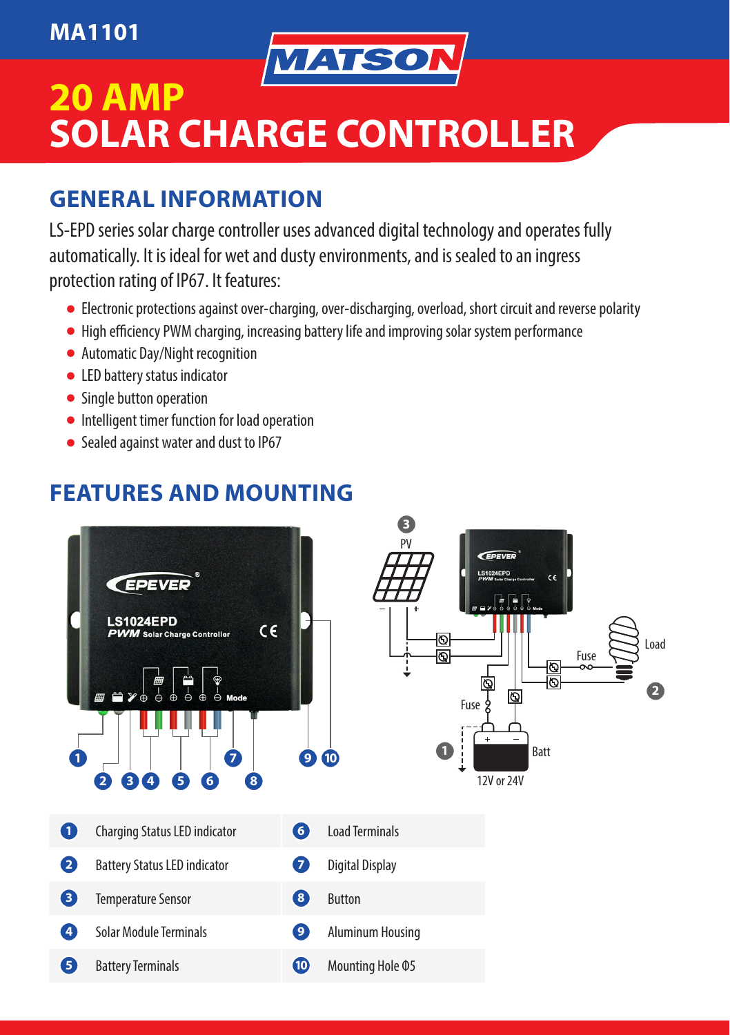MA1101

# 20 AMP SOLAR CHARGE CONTROLLER

## GENERAL INFORMATION

LS-EPD series solar charge controller uses advanced digital technology and operates fully automatically. It is ideal for wet and dusty environments, and is sealed to an ingress protection rating of IP67. It features:

- Electronic protections against over-charging, over-discharging, overload, short circuit and reverse polarity
- High efficiency PWM charging, increasing battery life and improving solar system performance
- Automatic Day/Night recognition
- LED battery status indicator
- Single button operation
- Intelligent timer function for load operation
- Sealed against water and dust to IP67

## FEATURES AND MOUNTING

| # | Feature | # | Feature |
|---|---|---|---|
| 1 | Charging Status LED indicator | 6 | Load Terminals |
| 2 | Battery Status LED indicator | 7 | Digital Display |
| 3 | Temperature Sensor | 8 | Button |
| 4 | Solar Module Terminals | 9 | Aluminum Housing |
| 5 | Battery Terminals | 10 | Mounting Hole Φ5 |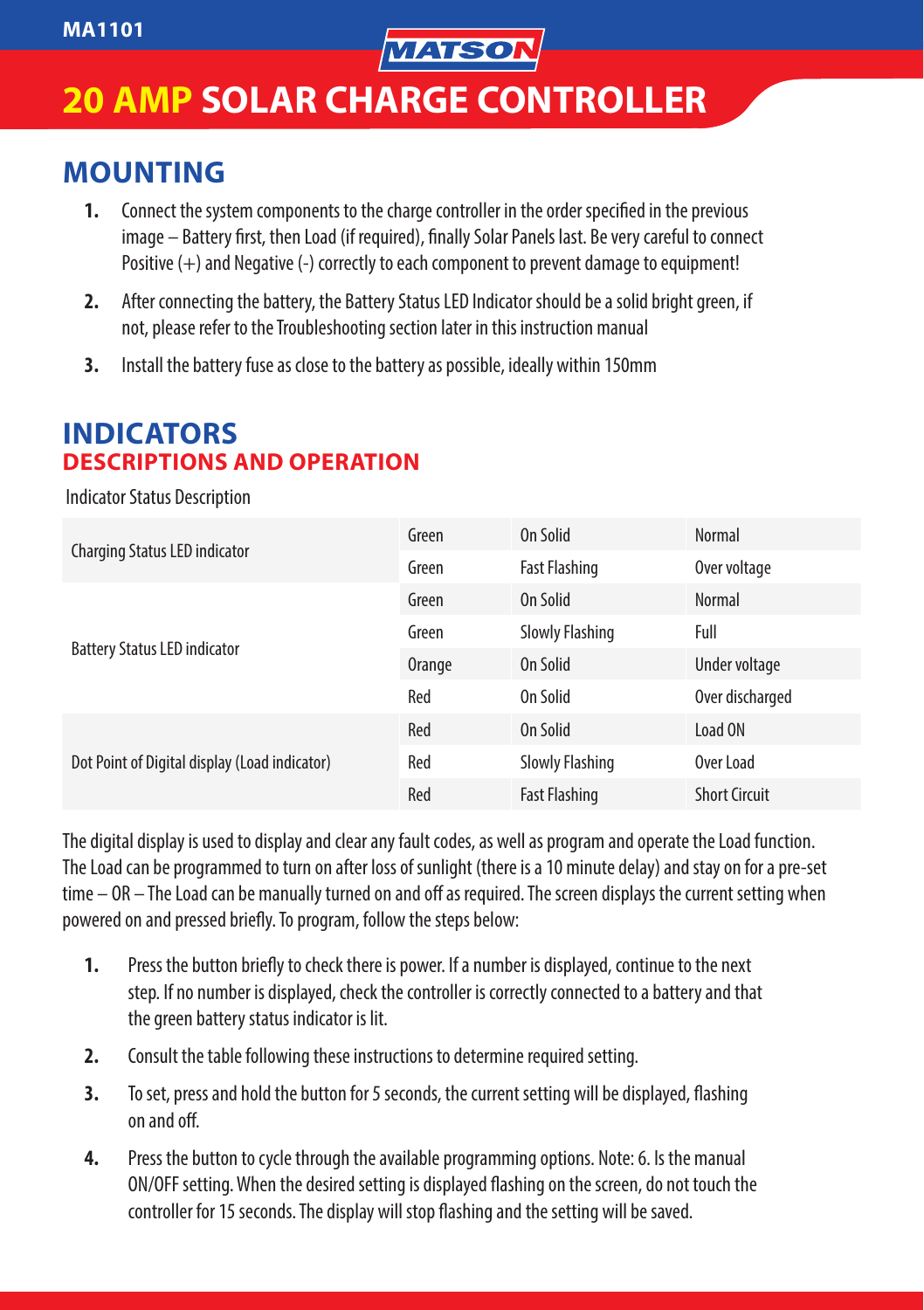# 20 AMP SOLAR CHARGE CONTROLLER

## MOUNTING

1. Connect the system components to the charge controller in the order specified in the previous image – Battery first, then Load (if required), finally Solar Panels last. Be very careful to connect Positive (+) and Negative (-) correctly to each component to prevent damage to equipment!
2. After connecting the battery, the Battery Status LED Indicator should be a solid bright green, if not, please refer to the Troubleshooting section later in this instruction manual
3. Install the battery fuse as close to the battery as possible, ideally within 150mm

## INDICATORS

### DESCRIPTIONS AND OPERATION

Indicator Status Description

| Indicator | Colour | Status | Description |
|---|---|---|---|
| Charging Status LED indicator | Green | On Solid | Normal |
| | Green | Fast Flashing | Over voltage |
| Battery Status LED indicator | Green | On Solid | Normal |
| | Green | Slowly Flashing | Full |
| | Orange | On Solid | Under voltage |
| | Red | On Solid | Over discharged |
| Dot Point of Digital display (Load indicator) | Red | On Solid | Load ON |
| | Red | Slowly Flashing | Over Load |
| | Red | Fast Flashing | Short Circuit |

The digital display is used to display and clear any fault codes, as well as program and operate the Load function. The Load can be programmed to turn on after loss of sunlight (there is a 10 minute delay) and stay on for a pre-set time – OR – The Load can be manually turned on and off as required. The screen displays the current setting when powered on and pressed briefly. To program, follow the steps below:

1. Press the button briefly to check there is power. If a number is displayed, continue to the next step. If no number is displayed, check the controller is correctly connected to a battery and that the green battery status indicator is lit.
2. Consult the table following these instructions to determine required setting.
3. To set, press and hold the button for 5 seconds, the current setting will be displayed, flashing on and off.
4. Press the button to cycle through the available programming options. Note: 6. Is the manual ON/OFF setting. When the desired setting is displayed flashing on the screen, do not touch the controller for 15 seconds. The display will stop flashing and the setting will be saved.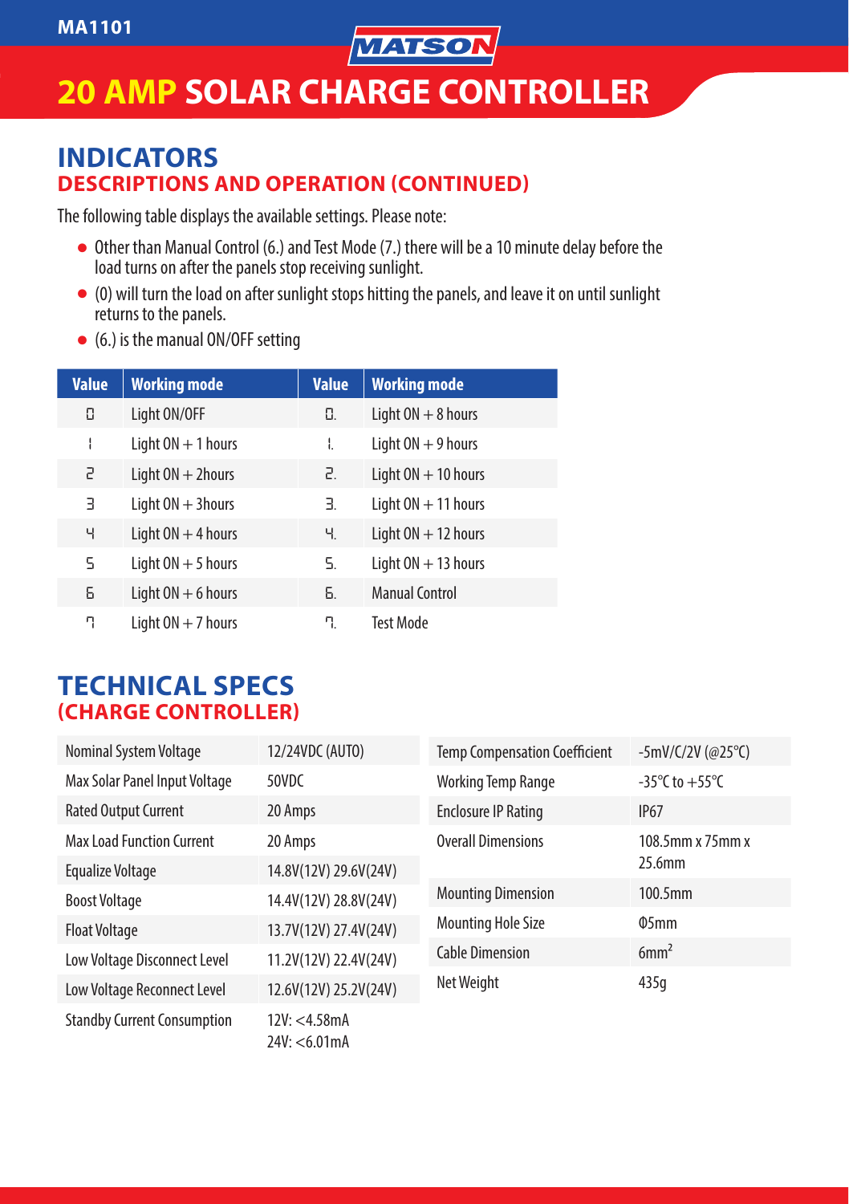MA1101

# 20 AMP SOLAR CHARGE CONTROLLER

## INDICATORS

### DESCRIPTIONS AND OPERATION (CONTINUED)

The following table displays the available settings. Please note:

- Other than Manual Control (6.) and Test Mode (7.) there will be a 10 minute delay before the load turns on after the panels stop receiving sunlight.
- (0) will turn the load on after sunlight stops hitting the panels, and leave it on until sunlight returns to the panels.
- (6.) is the manual ON/OFF setting

| Value | Working mode | Value | Working mode |
|---|---|---|---|
| 0 | Light ON/OFF | 0. | Light ON + 8 hours |
| 1 | Light ON + 1 hours | 1. | Light ON + 9 hours |
| 2 | Light ON + 2hours | 2. | Light ON + 10 hours |
| 3 | Light ON + 3hours | 3. | Light ON + 11 hours |
| 4 | Light ON + 4 hours | 4. | Light ON + 12 hours |
| 5 | Light ON + 5 hours | 5. | Light ON + 13 hours |
| 6 | Light ON + 6 hours | 6. | Manual Control |
| 7 | Light ON + 7 hours | 7. | Test Mode |

## TECHNICAL SPECS

### (CHARGE CONTROLLER)

| | |
|---|---|
| Nominal System Voltage | 12/24VDC (AUTO) |
| Max Solar Panel Input Voltage | 50VDC |
| Rated Output Current | 20 Amps |
| Max Load Function Current | 20 Amps |
| Equalize Voltage | 14.8V(12V) 29.6V(24V) |
| Boost Voltage | 14.4V(12V) 28.8V(24V) |
| Float Voltage | 13.7V(12V) 27.4V(24V) |
| Low Voltage Disconnect Level | 11.2V(12V) 22.4V(24V) |
| Low Voltage Reconnect Level | 12.6V(12V) 25.2V(24V) |
| Standby Current Consumption | 12V: <4.58mA<br>24V: <6.01mA |

| | |
|---|---|
| Temp Compensation Coefficient | -5mV/C/2V (@25℃) |
| Working Temp Range | -35℃ to +55℃ |
| Enclosure IP Rating | IP67 |
| Overall Dimensions | 108.5mm x 75mm x 25.6mm |
| Mounting Dimension | 100.5mm |
| Mounting Hole Size | Φ5mm |
| Cable Dimension | $6mm^2$ |
| Net Weight | 435g |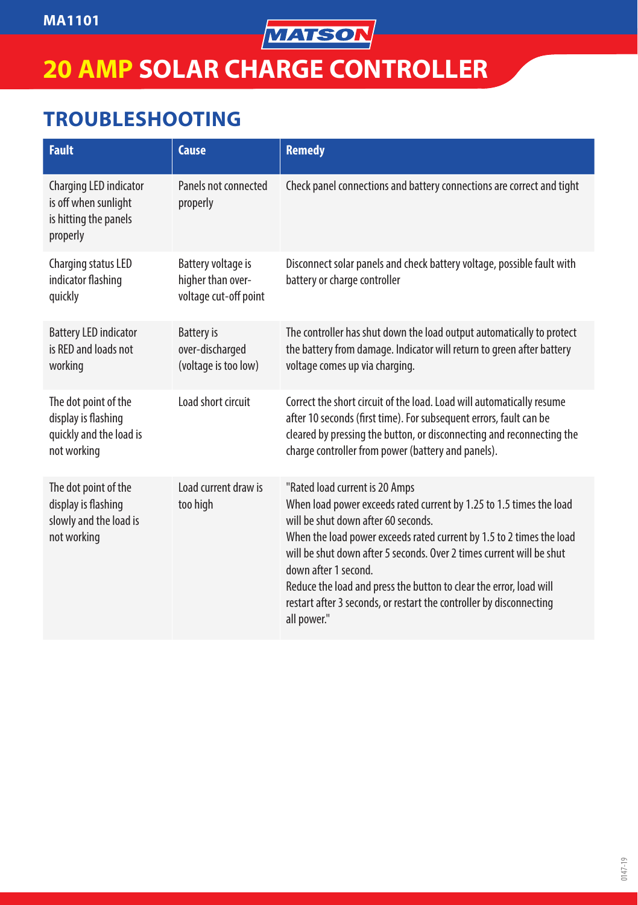MA1101

# 20 AMP SOLAR CHARGE CONTROLLER

## TROUBLESHOOTING

| Fault | Cause | Remedy |
|---|---|---|
| Charging LED indicator is off when sunlight is hitting the panels properly | Panels not connected properly | Check panel connections and battery connections are correct and tight |
| Charging status LED indicator flashing quickly | Battery voltage is higher than over-voltage cut-off point | Disconnect solar panels and check battery voltage, possible fault with battery or charge controller |
| Battery LED indicator is RED and loads not working | Battery is over-discharged (voltage is too low) | The controller has shut down the load output automatically to protect the battery from damage. Indicator will return to green after battery voltage comes up via charging. |
| The dot point of the display is flashing quickly and the load is not working | Load short circuit | Correct the short circuit of the load. Load will automatically resume after 10 seconds (first time). For subsequent errors, fault can be cleared by pressing the button, or disconnecting and reconnecting the charge controller from power (battery and panels). |
| The dot point of the display is flashing slowly and the load is not working | Load current draw is too high | "Rated load current is 20 Amps<br>When load power exceeds rated current by 1.25 to 1.5 times the load will be shut down after 60 seconds.<br>When the load power exceeds rated current by 1.5 to 2 times the load will be shut down after 5 seconds. Over 2 times current will be shut down after 1 second.<br>Reduce the load and press the button to clear the error, load will restart after 3 seconds, or restart the controller by disconnecting all power." |

0147-19